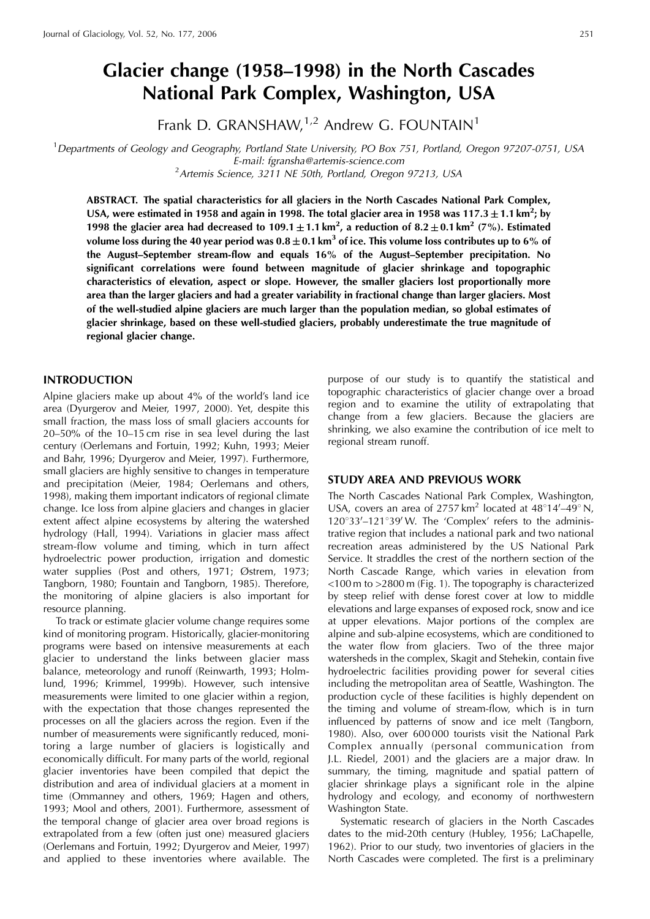# Glacier change (1958–1998) in the North Cascades National Park Complex, Washington, USA

Frank D. GRANSHAW,[1,2] Andrew G. FOUNTAIN[1]

[1]Departments of Geology and Geography, Portland State University, PO Box 751, Portland, Oregon 97207-0751, USA
E-mail: fgransha@artemis-science.com

[2]Artemis Science, 3211 NE 50th, Portland, Oregon 97213, USA

**ABSTRACT. The spatial characteristics for all glaciers in the North Cascades National Park Complex, USA, were estimated in 1958 and again in 1998. The total glacier area in 1958 was $117.3 \pm 1.1\,\text{km}^2$; by 1998 the glacier area had decreased to $109.1 \pm 1.1\,\text{km}^2$, a reduction of $8.2 \pm 0.1\,\text{km}^2$ (7%). Estimated volume loss during the 40 year period was $0.8 \pm 0.1\,\text{km}^3$ of ice. This volume loss contributes up to 6% of the August–September stream-flow and equals 16% of the August–September precipitation. No significant correlations were found between magnitude of glacier shrinkage and topographic characteristics of elevation, aspect or slope. However, the smaller glaciers lost proportionally more area than the larger glaciers and had a greater variability in fractional change than larger glaciers. Most of the well-studied alpine glaciers are much larger than the population median, so global estimates of glacier shrinkage, based on these well-studied glaciers, probably underestimate the true magnitude of regional glacier change.**

## INTRODUCTION

Alpine glaciers make up about 4% of the world's land ice area (Dyurgerov and Meier, 1997, 2000). Yet, despite this small fraction, the mass loss of small glaciers accounts for 20–50% of the 10–15 cm rise in sea level during the last century (Oerlemans and Fortuin, 1992; Kuhn, 1993; Meier and Bahr, 1996; Dyurgerov and Meier, 1997). Furthermore, small glaciers are highly sensitive to changes in temperature and precipitation (Meier, 1984; Oerlemans and others, 1998), making them important indicators of regional climate change. Ice loss from alpine glaciers and changes in glacier extent affect alpine ecosystems by altering the watershed hydrology (Hall, 1994). Variations in glacier mass affect stream-flow volume and timing, which in turn affect hydroelectric power production, irrigation and domestic water supplies (Post and others, 1971; Østrem, 1973; Tangborn, 1980; Fountain and Tangborn, 1985). Therefore, the monitoring of alpine glaciers is also important for resource planning.

To track or estimate glacier volume change requires some kind of monitoring program. Historically, glacier-monitoring programs were based on intensive measurements at each glacier to understand the links between glacier mass balance, meteorology and runoff (Reinwarth, 1993; Holmlund, 1996; Krimmel, 1999b). However, such intensive measurements were limited to one glacier within a region, with the expectation that those changes represented the processes on all the glaciers across the region. Even if the number of measurements were significantly reduced, monitoring a large number of glaciers is logistically and economically difficult. For many parts of the world, regional glacier inventories have been compiled that depict the distribution and area of individual glaciers at a moment in time (Ommanney and others, 1969; Hagen and others, 1993; Mool and others, 2001). Furthermore, assessment of the temporal change of glacier area over broad regions is extrapolated from a few (often just one) measured glaciers (Oerlemans and Fortuin, 1992; Dyurgerov and Meier, 1997) and applied to these inventories where available. The purpose of our study is to quantify the statistical and topographic characteristics of glacier change over a broad region and to examine the utility of extrapolating that change from a few glaciers. Because the glaciers are shrinking, we also examine the contribution of ice melt to regional stream runoff.

## STUDY AREA AND PREVIOUS WORK

The North Cascades National Park Complex, Washington, USA, covers an area of $2757\,\text{km}^2$ located at 48°14′–49° N, 120°33′–121°39′ W. The 'Complex' refers to the administrative region that includes a national park and two national recreation areas administered by the US National Park Service. It straddles the crest of the northern section of the North Cascade Range, which varies in elevation from <100 m to >2800 m (Fig. 1). The topography is characterized by steep relief with dense forest cover at low to middle elevations and large expanses of exposed rock, snow and ice at upper elevations. Major portions of the complex are alpine and sub-alpine ecosystems, which are conditioned to the water flow from glaciers. Two of the three major watersheds in the complex, Skagit and Stehekin, contain five hydroelectric facilities providing power for several cities including the metropolitan area of Seattle, Washington. The production cycle of these facilities is highly dependent on the timing and volume of stream-flow, which is in turn influenced by patterns of snow and ice melt (Tangborn, 1980). Also, over 600 000 tourists visit the National Park Complex annually (personal communication from J.L. Riedel, 2001) and the glaciers are a major draw. In summary, the timing, magnitude and spatial pattern of glacier shrinkage plays a significant role in the alpine hydrology and ecology, and economy of northwestern Washington State.

Systematic research of glaciers in the North Cascades dates to the mid-20th century (Hubley, 1956; LaChapelle, 1962). Prior to our study, two inventories of glaciers in the North Cascades were completed. The first is a preliminary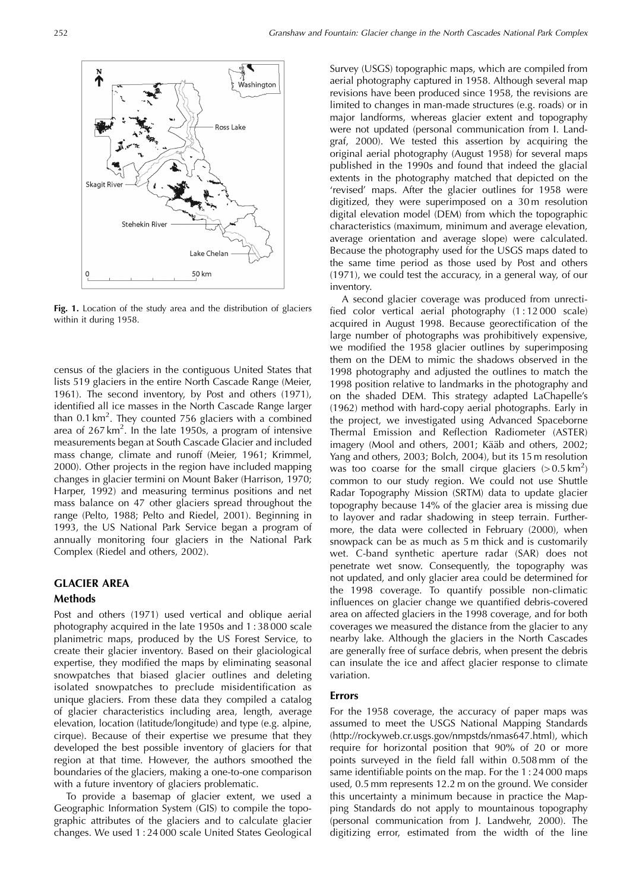**Fig. 1.** Location of the study area and the distribution of glaciers within it during 1958.

census of the glaciers in the contiguous United States that lists 519 glaciers in the entire North Cascade Range (Meier, 1961). The second inventory, by Post and others (1971), identified all ice masses in the North Cascade Range larger than 0.1 $km^2$. They counted 756 glaciers with a combined area of 267 $km^2$. In the late 1950s, a program of intensive measurements began at South Cascade Glacier and included mass change, climate and runoff (Meier, 1961; Krimmel, 2000). Other projects in the region have included mapping changes in glacier termini on Mount Baker (Harrison, 1970; Harper, 1992) and measuring terminus positions and net mass balance on 47 other glaciers spread throughout the range (Pelto, 1988; Pelto and Riedel, 2001). Beginning in 1993, the US National Park Service began a program of annually monitoring four glaciers in the National Park Complex (Riedel and others, 2002).

## GLACIER AREA

### Methods

Post and others (1971) used vertical and oblique aerial photography acquired in the late 1950s and 1 : 38 000 scale planimetric maps, produced by the US Forest Service, to create their glacier inventory. Based on their glaciological expertise, they modified the maps by eliminating seasonal snowpatches that biased glacier outlines and deleting isolated snowpatches to preclude misidentification as unique glaciers. From these data they compiled a catalog of glacier characteristics including area, length, average elevation, location (latitude/longitude) and type (e.g. alpine, cirque). Because of their expertise we presume that they developed the best possible inventory of glaciers for that region at that time. However, the authors smoothed the boundaries of the glaciers, making a one-to-one comparison with a future inventory of glaciers problematic.

To provide a basemap of glacier extent, we used a Geographic Information System (GIS) to compile the topographic attributes of the glaciers and to calculate glacier changes. We used 1 : 24 000 scale United States Geological Survey (USGS) topographic maps, which are compiled from aerial photography captured in 1958. Although several map revisions have been produced since 1958, the revisions are limited to changes in man-made structures (e.g. roads) or in major landforms, whereas glacier extent and topography were not updated (personal communication from I. Landgraf, 2000). We tested this assertion by acquiring the original aerial photography (August 1958) for several maps published in the 1990s and found that indeed the glacial extents in the photography matched that depicted on the 'revised' maps. After the glacier outlines for 1958 were digitized, they were superimposed on a 30 m resolution digital elevation model (DEM) from which the topographic characteristics (maximum, minimum and average elevation, average orientation and average slope) were calculated. Because the photography used for the USGS maps dated to the same time period as those used by Post and others (1971), we could test the accuracy, in a general way, of our inventory.

A second glacier coverage was produced from unrectified color vertical aerial photography (1 : 12 000 scale) acquired in August 1998. Because georectification of the large number of photographs was prohibitively expensive, we modified the 1958 glacier outlines by superimposing them on the DEM to mimic the shadows observed in the 1998 photography and adjusted the outlines to match the 1998 position relative to landmarks in the photography and on the shaded DEM. This strategy adapted LaChapelle's (1962) method with hard-copy aerial photographs. Early in the project, we investigated using Advanced Spaceborne Thermal Emission and Reflection Radiometer (ASTER) imagery (Mool and others, 2001; Kääb and others, 2002; Yang and others, 2003; Bolch, 2004), but its 15 m resolution was too coarse for the small cirque glaciers (> 0.5 $km^2$) common to our study region. We could not use Shuttle Radar Topography Mission (SRTM) data to update glacier topography because 14% of the glacier area is missing due to layover and radar shadowing in steep terrain. Furthermore, the data were collected in February (2000), when snowpack can be as much as 5 m thick and is customarily wet. C-band synthetic aperture radar (SAR) does not penetrate wet snow. Consequently, the topography was not updated, and only glacier area could be determined for the 1998 coverage. To quantify possible non-climatic influences on glacier change we quantified debris-covered area on affected glaciers in the 1998 coverage, and for both coverages we measured the distance from the glacier to any nearby lake. Although the glaciers in the North Cascades are generally free of surface debris, when present the debris can insulate the ice and affect glacier response to climate variation.

### Errors

For the 1958 coverage, the accuracy of paper maps was assumed to meet the USGS National Mapping Standards (http://rockyweb.cr.usgs.gov/nmpstds/nmas647.html), which require for horizontal position that 90% of 20 or more points surveyed in the field fall within 0.508 mm of the same identifiable points on the map. For the 1 : 24 000 maps used, 0.5 mm represents 12.2 m on the ground. We consider this uncertainty a minimum because in practice the Mapping Standards do not apply to mountainous topography (personal communication from J. Landwehr, 2000). The digitizing error, estimated from the width of the line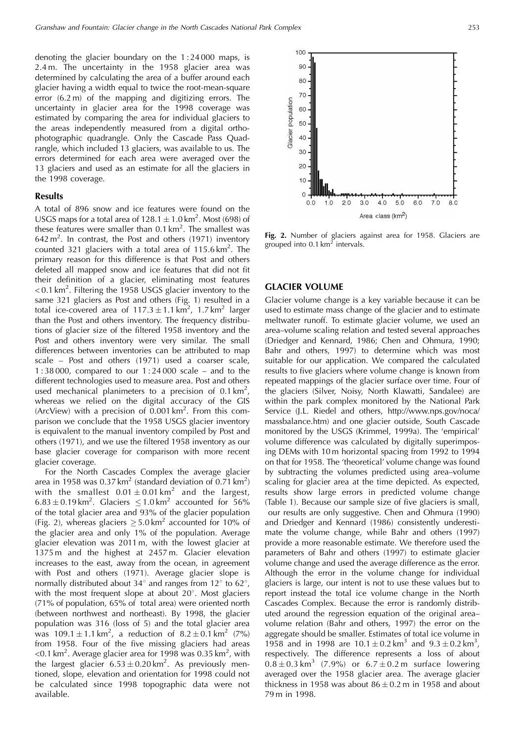denoting the glacier boundary on the 1 : 24 000 maps, is 2.4 m. The uncertainty in the 1958 glacier area was determined by calculating the area of a buffer around each glacier having a width equal to twice the root-mean-square error (6.2 m) of the mapping and digitizing errors. The uncertainty in glacier area for the 1998 coverage was estimated by comparing the area for individual glaciers to the areas independently measured from a digital orthophotographic quadrangle. Only the Cascade Pass Quadrangle, which included 13 glaciers, was available to us. The errors determined for each area were averaged over the 13 glaciers and used as an estimate for all the glaciers in the 1998 coverage.

### Results

A total of 896 snow and ice features were found on the USGS maps for a total area of $128.1 \pm 1.0\,\text{km}^2$. Most (698) of these features were smaller than $0.1\,\text{km}^2$. The smallest was $642\,\text{m}^2$. In contrast, the Post and others (1971) inventory counted 321 glaciers with a total area of $115.6\,\text{km}^2$. The primary reason for this difference is that Post and others deleted all mapped snow and ice features that did not fit their definition of a glacier, eliminating most features $< 0.1\,\text{km}^2$. Filtering the 1958 USGS glacier inventory to the same 321 glaciers as Post and others (Fig. 1) resulted in a total ice-covered area of $117.3 \pm 1.1\,\text{km}^2$, $1.7\,\text{km}^2$ larger than the Post and others inventory. The frequency distributions of glacier size of the filtered 1958 inventory and the Post and others inventory were very similar. The small differences between inventories can be attributed to map scale – Post and others (1971) used a coarser scale, 1 : 38 000, compared to our 1 : 24 000 scale – and to the different technologies used to measure area. Post and others used mechanical planimeters to a precision of $0.1\,\text{km}^2$, whereas we relied on the digital accuracy of the GIS (ArcView) with a precision of $0.001\,\text{km}^2$. From this comparison we conclude that the 1958 USGS glacier inventory is equivalent to the manual inventory compiled by Post and others (1971), and we use the filtered 1958 inventory as our base glacier coverage for comparison with more recent glacier coverage.

For the North Cascades Complex the average glacier area in 1958 was $0.37\,\text{km}^2$ (standard deviation of $0.71\,\text{km}^2$) with the smallest $0.01 \pm 0.01\,\text{km}^2$ and the largest, $6.83 \pm 0.19\,\text{km}^2$. Glaciers $\leq 1.0\,\text{km}^2$ accounted for 56% of the total glacier area and 93% of the glacier population (Fig. 2), whereas glaciers $\geq 5.0\,\text{km}^2$ accounted for 10% of the glacier area and only 1% of the population. Average glacier elevation was 2011 m, with the lowest glacier at 1375 m and the highest at 2457 m. Glacier elevation increases to the east, away from the ocean, in agreement with Post and others (1971). Average glacier slope is normally distributed about 34° and ranges from 12° to 62°, with the most frequent slope at about 20°. Most glaciers (71% of population, 65% of total area) were oriented north (between northwest and northeast). By 1998, the glacier population was 316 (loss of 5) and the total glacier area was $109.1 \pm 1.1\,\text{km}^2$, a reduction of $8.2 \pm 0.1\,\text{km}^2$ (7%) from 1958. Four of the five missing glaciers had areas $< 0.1\,\text{km}^2$. Average glacier area for 1998 was $0.35\,\text{km}^2$, with the largest glacier $6.53 \pm 0.20\,\text{km}^2$. As previously mentioned, slope, elevation and orientation for 1998 could not be calculated since 1998 topographic data were not available.

**Fig. 2.** Number of glaciers against area for 1958. Glaciers are grouped into $0.1\,\text{km}^2$ intervals.

## GLACIER VOLUME

Glacier volume change is a key variable because it can be used to estimate mass change of the glacier and to estimate meltwater runoff. To estimate glacier volume, we used an area–volume scaling relation and tested several approaches (Driedger and Kennard, 1986; Chen and Ohmura, 1990; Bahr and others, 1997) to determine which was most suitable for our application. We compared the calculated results to five glaciers where volume change is known from repeated mappings of the glacier surface over time. Four of the glaciers (Silver, Noisy, North Klawatti, Sandalee) are within the park complex monitored by the National Park Service (J.L. Riedel and others, http://www.nps.gov/noca/massbalance.htm) and one glacier outside, South Cascade monitored by the USGS (Krimmel, 1999a). The 'empirical' volume difference was calculated by digitally superimposing DEMs with 10 m horizontal spacing from 1992 to 1994 on that for 1958. The 'theoretical' volume change was found by subtracting the volumes predicted using area–volume scaling for glacier area at the time depicted. As expected, results show large errors in predicted volume change (Table 1). Because our sample size of five glaciers is small, our results are only suggestive. Chen and Ohmura (1990) and Driedger and Kennard (1986) consistently underestimate the volume change, while Bahr and others (1997) provide a more reasonable estimate. We therefore used the parameters of Bahr and others (1997) to estimate glacier volume change and used the average difference as the error. Although the error in the volume change for individual glaciers is large, our intent is not to use these values but to report instead the total ice volume change in the North Cascades Complex. Because the error is randomly distributed around the regression equation of the original area–volume relation (Bahr and others, 1997) the error on the aggregate should be smaller. Estimates of total ice volume in 1958 and in 1998 are $10.1 \pm 0.2\,\text{km}^3$ and $9.3 \pm 0.2\,\text{km}^3$, respectively. The difference represents a loss of about $0.8 \pm 0.3\,\text{km}^3$ (7.9%) or $6.7 \pm 0.2$ m surface lowering averaged over the 1958 glacier area. The average glacier thickness in 1958 was about $86 \pm 0.2$ m in 1958 and about 79 m in 1998.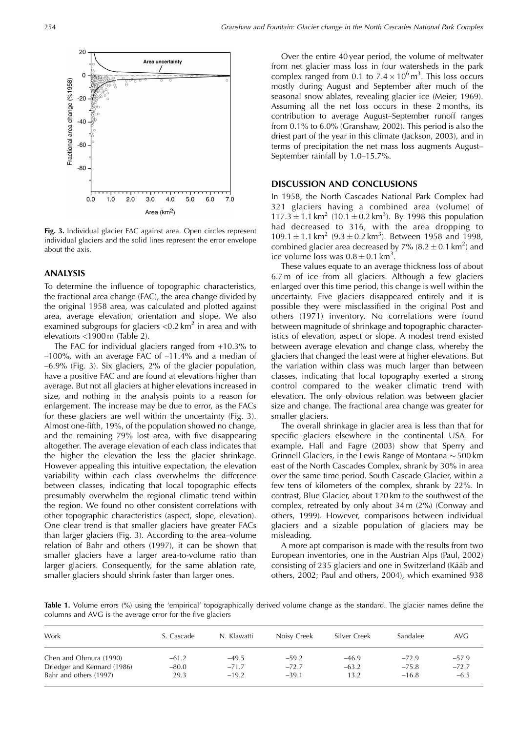Fig. 3. Individual glacier FAC against area. Open circles represent individual glaciers and the solid lines represent the error envelope about the axis.

## ANALYSIS

To determine the influence of topographic characteristics, the fractional area change (FAC), the area change divided by the original 1958 area, was calculated and plotted against area, average elevation, orientation and slope. We also examined subgroups for glaciers $<0.2\,\text{km}^2$ in area and with elevations <1900 m (Table 2).

The FAC for individual glaciers ranged from +10.3% to –100%, with an average FAC of –11.4% and a median of –6.9% (Fig. 3). Six glaciers, 2% of the glacier population, have a positive FAC and are found at elevations higher than average. But not all glaciers at higher elevations increased in size, and nothing in the analysis points to a reason for enlargement. The increase may be due to error, as the FACs for these glaciers are well within the uncertainty (Fig. 3). Almost one-fifth, 19%, of the population showed no change, and the remaining 79% lost area, with five disappearing altogether. The average elevation of each class indicates that the higher the elevation the less the glacier shrinkage. However appealing this intuitive expectation, the elevation variability within each class overwhelms the difference between classes, indicating that local topographic effects presumably overwhelm the regional climatic trend within the region. We found no other consistent correlations with other topographic characteristics (aspect, slope, elevation). One clear trend is that smaller glaciers have greater FACs than larger glaciers (Fig. 3). According to the area–volume relation of Bahr and others (1997), it can be shown that smaller glaciers have a larger area-to-volume ratio than larger glaciers. Consequently, for the same ablation rate, smaller glaciers should shrink faster than larger ones.

Over the entire 40 year period, the volume of meltwater from net glacier mass loss in four watersheds in the park complex ranged from 0.1 to $7.4 \times 10^6\,\text{m}^3$. This loss occurs mostly during August and September after much of the seasonal snow ablates, revealing glacier ice (Meier, 1969). Assuming all the net loss occurs in these 2 months, its contribution to average August–September runoff ranges from 0.1% to 6.0% (Granshaw, 2002). This period is also the driest part of the year in this climate (Jackson, 2003), and in terms of precipitation the net mass loss augments August–September rainfall by 1.0–15.7%.

## DISCUSSION AND CONCLUSIONS

In 1958, the North Cascades National Park Complex had 321 glaciers having a combined area (volume) of $117.3 \pm 1.1\,\text{km}^2$ ($10.1 \pm 0.2\,\text{km}^3$). By 1998 this population had decreased to 316, with the area dropping to $109.1 \pm 1.1\,\text{km}^2$ ($9.3 \pm 0.2\,\text{km}^3$). Between 1958 and 1998, combined glacier area decreased by 7% ($8.2 \pm 0.1\,\text{km}^2$) and ice volume loss was $0.8 \pm 0.1\,\text{km}^3$.

These values equate to an average thickness loss of about 6.7 m of ice from all glaciers. Although a few glaciers enlarged over this time period, this change is well within the uncertainty. Five glaciers disappeared entirely and it is possible they were misclassified in the original Post and others (1971) inventory. No correlations were found between magnitude of shrinkage and topographic characteristics of elevation, aspect or slope. A modest trend existed between average elevation and change class, whereby the glaciers that changed the least were at higher elevations. But the variation within class was much larger than between classes, indicating that local topography exerted a strong control compared to the weaker climatic trend with elevation. The only obvious relation was between glacier size and change. The fractional area change was greater for smaller glaciers.

The overall shrinkage in glacier area is less than that for specific glaciers elsewhere in the continental USA. For example, Hall and Fagre (2003) show that Sperry and Grinnell Glaciers, in the Lewis Range of Montana ~500 km east of the North Cascades Complex, shrank by 30% in area over the same time period. South Cascade Glacier, within a few tens of kilometers of the complex, shrank by 22%. In contrast, Blue Glacier, about 120 km to the southwest of the complex, retreated by only about 34 m (2%) (Conway and others, 1999). However, comparisons between individual glaciers and a sizable population of glaciers may be misleading.

A more apt comparison is made with the results from two European inventories, one in the Austrian Alps (Paul, 2002) consisting of 235 glaciers and one in Switzerland (Kääb and others, 2002; Paul and others, 2004), which examined 938

**Table 1.** Volume errors (%) using the 'empirical' topographically derived volume change as the standard. The glacier names define the columns and AVG is the average error for the five glaciers

| Work | S. Cascade | N. Klawatti | Noisy Creek | Silver Creek | Sandalee | AVG |
|---|---|---|---|---|---|---|
| Chen and Ohmura (1990) | –61.2 | –49.5 | –59.2 | –46.9 | –72.9 | –57.9 |
| Driedger and Kennard (1986) | –80.0 | –71.7 | –72.7 | –63.2 | –75.8 | –72.7 |
| Bahr and others (1997) | 29.3 | –19.2 | –39.1 | 13.2 | –16.8 | –6.5 |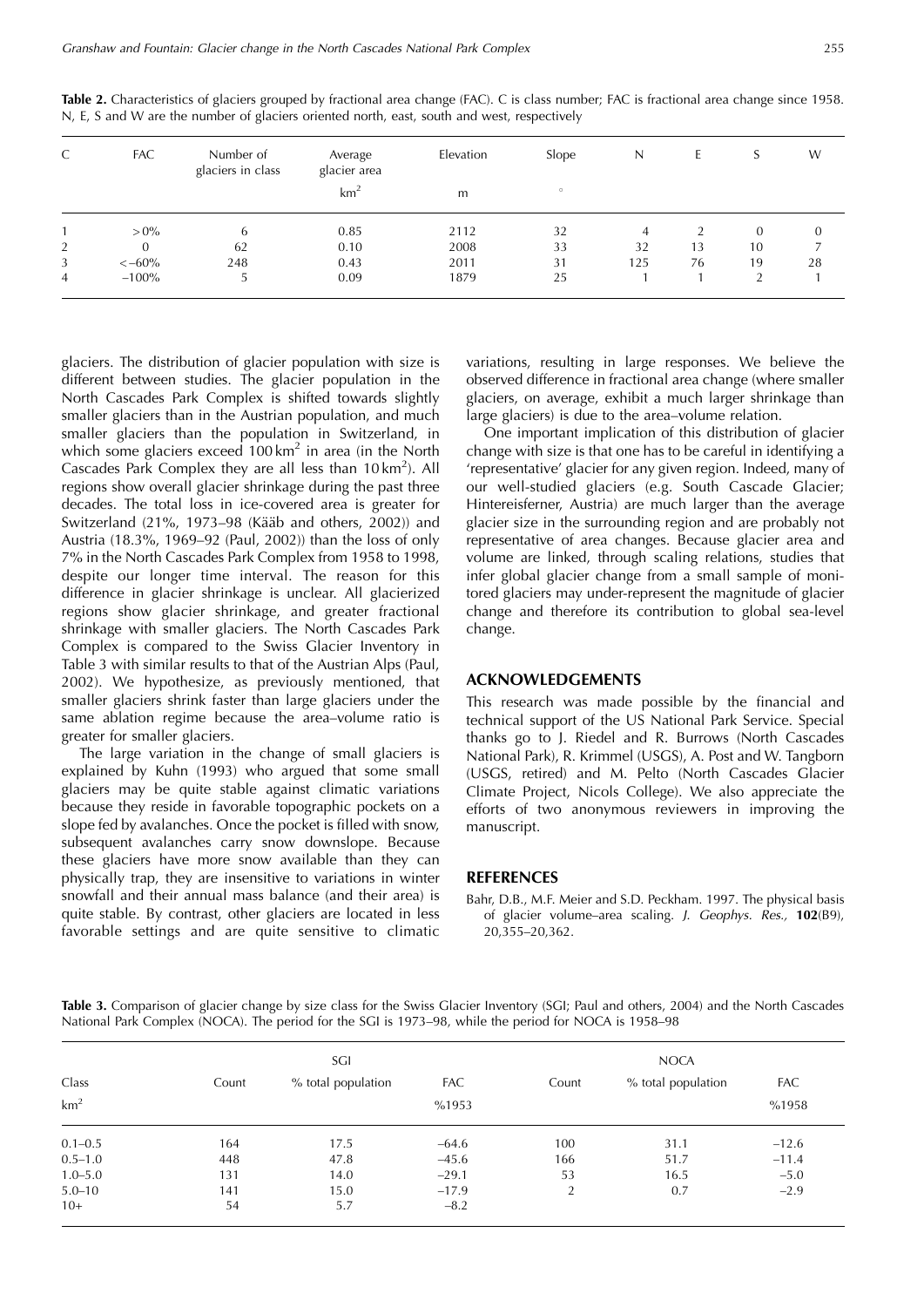**Table 2.** Characteristics of glaciers grouped by fractional area change (FAC). C is class number; FAC is fractional area change since 1958. N, E, S and W are the number of glaciers oriented north, east, south and west, respectively

| C | FAC | Number of glaciers in class | Average glacier area | Elevation | Slope | N | E | S | W |
|---|---|---|---|---|---|---|---|---|---|
| | | | $km^2$ | m | ° | | | | |
| 1 | >0% | 6 | 0.85 | 2112 | 32 | 4 | 2 | 0 | 0 |
| 2 | 0 | 62 | 0.10 | 2008 | 33 | 32 | 13 | 10 | 7 |
| 3 | <−60% | 248 | 0.43 | 2011 | 31 | 125 | 76 | 19 | 28 |
| 4 | −100% | 5 | 0.09 | 1879 | 25 | 1 | 1 | 2 | 1 |

glaciers. The distribution of glacier population with size is different between studies. The glacier population in the North Cascades Park Complex is shifted towards slightly smaller glaciers than in the Austrian population, and much smaller glaciers than the population in Switzerland, in which some glaciers exceed 100 $km^2$ in area (in the North Cascades Park Complex they are all less than 10 $km^2$). All regions show overall glacier shrinkage during the past three decades. The total loss in ice-covered area is greater for Switzerland (21%, 1973–98 (Kääb and others, 2002)) and Austria (18.3%, 1969–92 (Paul, 2002)) than the loss of only 7% in the North Cascades Park Complex from 1958 to 1998, despite our longer time interval. The reason for this difference in glacier shrinkage is unclear. All glacierized regions show glacier shrinkage, and greater fractional shrinkage with smaller glaciers. The North Cascades Park Complex is compared to the Swiss Glacier Inventory in Table 3 with similar results to that of the Austrian Alps (Paul, 2002). We hypothesize, as previously mentioned, that smaller glaciers shrink faster than large glaciers under the same ablation regime because the area–volume ratio is greater for smaller glaciers.

The large variation in the change of small glaciers is explained by Kuhn (1993) who argued that some small glaciers may be quite stable against climatic variations because they reside in favorable topographic pockets on a slope fed by avalanches. Once the pocket is filled with snow, subsequent avalanches carry snow downslope. Because these glaciers have more snow available than they can physically trap, they are insensitive to variations in winter snowfall and their annual mass balance (and their area) is quite stable. By contrast, other glaciers are located in less favorable settings and are quite sensitive to climatic variations, resulting in large responses. We believe the observed difference in fractional area change (where smaller glaciers, on average, exhibit a much larger shrinkage than large glaciers) is due to the area–volume relation.

One important implication of this distribution of glacier change with size is that one has to be careful in identifying a 'representative' glacier for any given region. Indeed, many of our well-studied glaciers (e.g. South Cascade Glacier; Hintereisferner, Austria) are much larger than the average glacier size in the surrounding region and are probably not representative of area changes. Because glacier area and volume are linked, through scaling relations, studies that infer global glacier change from a small sample of monitored glaciers may under-represent the magnitude of glacier change and therefore its contribution to global sea-level change.

## ACKNOWLEDGEMENTS

This research was made possible by the financial and technical support of the US National Park Service. Special thanks go to J. Riedel and R. Burrows (North Cascades National Park), R. Krimmel (USGS), A. Post and W. Tangborn (USGS, retired) and M. Pelto (North Cascades Glacier Climate Project, Nicols College). We also appreciate the efforts of two anonymous reviewers in improving the manuscript.

## REFERENCES

Bahr, D.B., M.F. Meier and S.D. Peckham. 1997. The physical basis of glacier volume–area scaling. *J. Geophys. Res.*, **102**(B9), 20,355–20,362.

**Table 3.** Comparison of glacier change by size class for the Swiss Glacier Inventory (SGI; Paul and others, 2004) and the North Cascades National Park Complex (NOCA). The period for the SGI is 1973–98, while the period for NOCA is 1958–98

| Class | SGI | | | NOCA | | |
|---|---|---|---|---|---|---|
| | Count | % total population | FAC | Count | % total population | FAC |
| $km^2$ | | | %1953 | | | %1958 |
| 0.1–0.5 | 164 | 17.5 | −64.6 | 100 | 31.1 | −12.6 |
| 0.5–1.0 | 448 | 47.8 | −45.6 | 166 | 51.7 | −11.4 |
| 1.0–5.0 | 131 | 14.0 | −29.1 | 53 | 16.5 | −5.0 |
| 5.0–10 | 141 | 15.0 | −17.9 | 2 | 0.7 | −2.9 |
| 10+ | 54 | 5.7 | −8.2 | | | |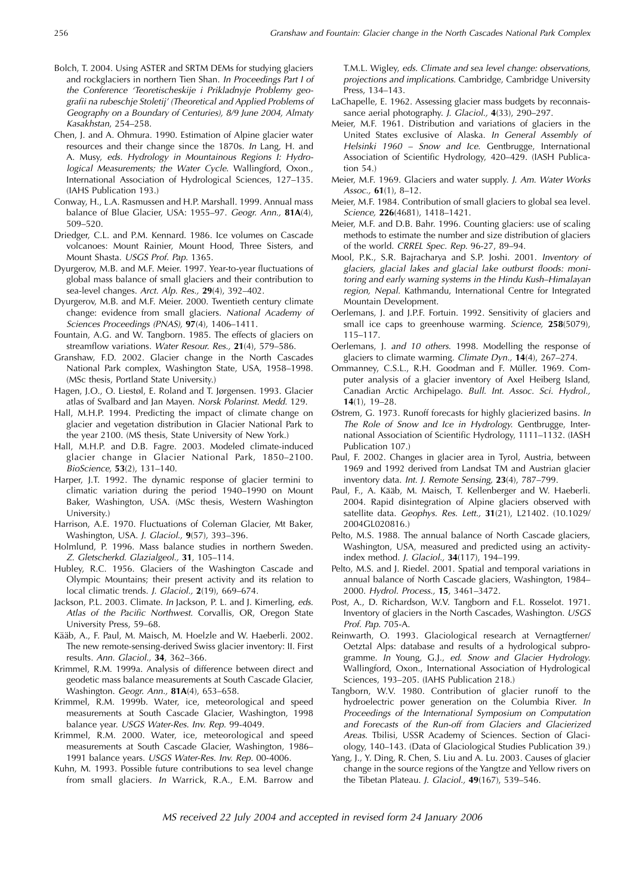Bolch, T. 2004. Using ASTER and SRTM DEMs for studying glaciers and rockglaciers in northern Tien Shan. *In Proceedings Part I of the Conference 'Teoretischeskije i Prikladnyje Problemy geografii na rubeschje Stoletij' (Theoretical and Applied Problems of Geography on a Boundary of Centuries), 8/9 June 2004, Almaty Kasakhstan*, 254–258.

Chen, J. and A. Ohmura. 1990. Estimation of Alpine glacier water resources and their change since the 1870s. *In* Lang, H. and A. Musy, *eds. Hydrology in Mountainous Regions I: Hydrological Measurements; the Water Cycle.* Wallingford, Oxon., International Association of Hydrological Sciences, 127–135. (IAHS Publication 193.)

Conway, H., L.A. Rasmussen and H.P. Marshall. 1999. Annual mass balance of Blue Glacier, USA: 1955–97. *Geogr. Ann.,* **81A**(4), 509–520.

Driedger, C.L. and P.M. Kennard. 1986. Ice volumes on Cascade volcanoes: Mount Rainier, Mount Hood, Three Sisters, and Mount Shasta. *USGS Prof. Pap.* 1365.

Dyurgerov, M.B. and M.F. Meier. 1997. Year-to-year fluctuations of global mass balance of small glaciers and their contribution to sea-level changes. *Arct. Alp. Res.,* **29**(4), 392–402.

Dyurgerov, M.B. and M.F. Meier. 2000. Twentieth century climate change: evidence from small glaciers. *National Academy of Sciences Proceedings (PNAS),* **97**(4), 1406–1411.

Fountain, A.G. and W. Tangborn. 1985. The effects of glaciers on streamflow variations. *Water Resour. Res.,* **21**(4), 579–586.

Granshaw, F.D. 2002. Glacier change in the North Cascades National Park complex, Washington State, USA, 1958–1998. (MSc thesis, Portland State University.)

Hagen, J.O., O. Liestøl, E. Roland and T. Jørgensen. 1993. Glacier atlas of Svalbard and Jan Mayen. *Norsk Polarinst. Medd.* 129.

Hall, M.H.P. 1994. Predicting the impact of climate change on glacier and vegetation distribution in Glacier National Park to the year 2100. (MS thesis, State University of New York.)

Hall, M.H.P. and D.B. Fagre. 2003. Modeled climate-induced glacier change in Glacier National Park, 1850–2100. *BioScience,* **53**(2), 131–140.

Harper, J.T. 1992. The dynamic response of glacier termini to climatic variation during the period 1940–1990 on Mount Baker, Washington, USA. (MSc thesis, Western Washington University.)

Harrison, A.E. 1970. Fluctuations of Coleman Glacier, Mt Baker, Washington, USA. *J. Glaciol.,* **9**(57), 393–396.

Holmlund, P. 1996. Mass balance studies in northern Sweden. *Z. Gletscherkd. Glazialgeol.,* **31**, 105–114.

Hubley, R.C. 1956. Glaciers of the Washington Cascade and Olympic Mountains; their present activity and its relation to local climatic trends. *J. Glaciol.,* **2**(19), 669–674.

Jackson, P.L. 2003. Climate. *In* Jackson, P. L. and J. Kimerling, *eds. Atlas of the Pacific Northwest.* Corvallis, OR, Oregon State University Press, 59–68.

Kääb, A., F. Paul, M. Maisch, M. Hoelzle and W. Haeberli. 2002. The new remote-sensing-derived Swiss glacier inventory: II. First results. *Ann. Glaciol.,* **34**, 362–366.

Krimmel, R.M. 1999a. Analysis of difference between direct and geodetic mass balance measurements at South Cascade Glacier, Washington. *Geogr. Ann.,* **81A**(4), 653–658.

Krimmel, R.M. 1999b. Water, ice, meteorological and speed measurements at South Cascade Glacier, Washington, 1998 balance year. *USGS Water-Res. Inv. Rep.* 99-4049.

Krimmel, R.M. 2000. Water, ice, meteorological and speed measurements at South Cascade Glacier, Washington, 1986–1991 balance years. *USGS Water-Res. Inv. Rep.* 00-4006.

Kuhn, M. 1993. Possible future contributions to sea level change from small glaciers. *In* Warrick, R.A., E.M. Barrow and T.M.L. Wigley, *eds. Climate and sea level change: observations, projections and implications.* Cambridge, Cambridge University Press, 134–143.

LaChapelle, E. 1962. Assessing glacier mass budgets by reconnaissance aerial photography. *J. Glaciol.,* **4**(33), 290–297.

Meier, M.F. 1961. Distribution and variations of glaciers in the United States exclusive of Alaska. *In General Assembly of Helsinki 1960 – Snow and Ice.* Gentbrugge, International Association of Scientific Hydrology, 420–429. (IASH Publication 54.)

Meier, M.F. 1969. Glaciers and water supply. *J. Am. Water Works Assoc.,* **61**(1), 8–12.

Meier, M.F. 1984. Contribution of small glaciers to global sea level. *Science,* **226**(4681), 1418–1421.

Meier, M.F. and D.B. Bahr. 1996. Counting glaciers: use of scaling methods to estimate the number and size distribution of glaciers of the world. *CRREL Spec. Rep.* 96-27, 89–94.

Mool, P.K., S.R. Bajracharya and S.P. Joshi. 2001. *Inventory of glaciers, glacial lakes and glacial lake outburst floods: monitoring and early warning systems in the Hindu Kush–Himalayan region, Nepal.* Kathmandu, International Centre for Integrated Mountain Development.

Oerlemans, J. and J.P.F. Fortuin. 1992. Sensitivity of glaciers and small ice caps to greenhouse warming. *Science,* **258**(5079), 115–117.

Oerlemans, J. *and 10 others.* 1998. Modelling the response of glaciers to climate warming. *Climate Dyn.,* **14**(4), 267–274.

Ommanney, C.S.L., R.H. Goodman and F. Müller. 1969. Computer analysis of a glacier inventory of Axel Heiberg Island, Canadian Arctic Archipelago. *Bull. Int. Assoc. Sci. Hydrol.,* **14**(1), 19–28.

Østrem, G. 1973. Runoff forecasts for highly glacierized basins. *In The Role of Snow and Ice in Hydrology.* Gentbrugge, International Association of Scientific Hydrology, 1111–1132. (IASH Publication 107.)

Paul, F. 2002. Changes in glacier area in Tyrol, Austria, between 1969 and 1992 derived from Landsat TM and Austrian glacier inventory data. *Int. J. Remote Sensing,* **23**(4), 787–799.

Paul, F., A. Kääb, M. Maisch, T. Kellenberger and W. Haeberli. 2004. Rapid disintegration of Alpine glaciers observed with satellite data. *Geophys. Res. Lett.,* **31**(21), L21402. (10.1029/2004GL020816.)

Pelto, M.S. 1988. The annual balance of North Cascade glaciers, Washington, USA, measured and predicted using an activity-index method. *J. Glaciol.,* **34**(117), 194–199.

Pelto, M.S. and J. Riedel. 2001. Spatial and temporal variations in annual balance of North Cascade glaciers, Washington, 1984–2000. *Hydrol. Process.,* **15**, 3461–3472.

Post, A., D. Richardson, W.V. Tangborn and F.L. Rosselot. 1971. Inventory of glaciers in the North Cascades, Washington. *USGS Prof. Pap.* 705-A.

Reinwarth, O. 1993. Glaciological research at Vernagtferner/Oetztal Alps: database and results of a hydrological subprogramme. *In* Young, G.J., *ed. Snow and Glacier Hydrology.* Wallingford, Oxon., International Association of Hydrological Sciences, 193–205. (IAHS Publication 218.)

Tangborn, W.V. 1980. Contribution of glacier runoff to the hydroelectric power generation on the Columbia River. *In Proceedings of the International Symposium on Computation and Forecasts of the Run-off from Glaciers and Glacierized Areas.* Tbilisi, USSR Academy of Sciences. Section of Glaciology, 140–143. (Data of Glaciological Studies Publication 39.)

Yang, J., Y. Ding, R. Chen, S. Liu and A. Lu. 2003. Causes of glacier change in the source regions of the Yangtze and Yellow rivers on the Tibetan Plateau. *J. Glaciol.,* **49**(167), 539–546.

*MS received 22 July 2004 and accepted in revised form 24 January 2006*